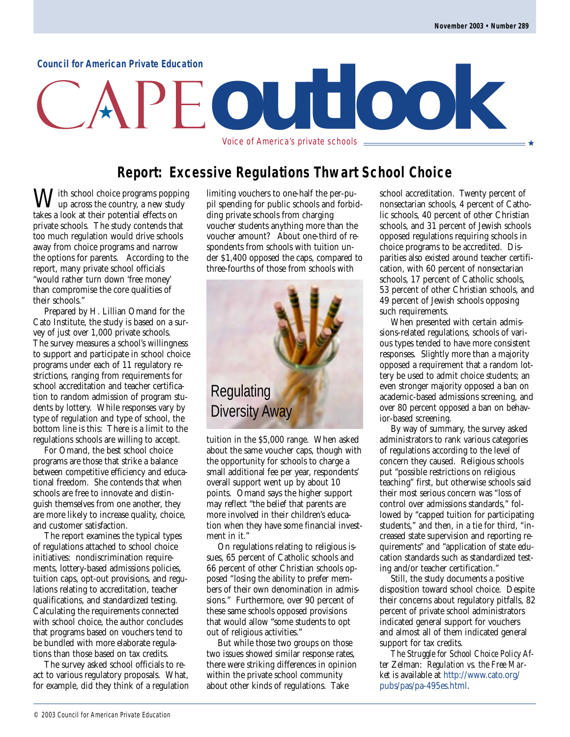Council for American Private Education

# CAPE outlook

Voice of America's private schools

November 2003 • Number 289

## Report: Excessive Regulations Thwart School Choice

With school choice programs popping up across the country, a new study takes a look at their potential effects on private schools. The study contends that too much regulation would drive schools away from choice programs and narrow the options for parents. According to the report, many private school officials "would rather turn down 'free money' than compromise the core qualities of their schools."

Prepared by H. Lillian Omand for the Cato Institute, the study is based on a survey of just over 1,000 private schools. The survey measures a school's willingness to support and participate in school choice programs under each of 11 regulatory restrictions, ranging from requirements for school accreditation and teacher certification to random admission of program students by lottery. While responses vary by type of regulation and type of school, the bottom line is this: There is a limit to the regulations schools are willing to accept.

For Omand, the best school choice programs are those that strike a balance between competitive efficiency and educational freedom. She contends that when schools are free to innovate and distinguish themselves from one another, they are more likely to increase quality, choice, and customer satisfaction.

The report examines the typical types of regulations attached to school choice initiatives: nondiscrimination requirements, lottery-based admissions policies, tuition caps, opt-out provisions, and regulations relating to accreditation, teacher qualifications, and standardized testing. Calculating the requirements connected with school choice, the author concludes that programs based on vouchers tend to be bundled with more elaborate regulations than those based on tax credits.

The survey asked school officials to react to various regulatory proposals. What, for example, did they think of a regulation limiting vouchers to one-half the per-pupil spending for public schools and forbidding private schools from charging voucher students anything more than the voucher amount? About one-third of respondents from schools with tuition under $1,400 opposed the caps, compared to three-fourths of those from schools with tuition in the $5,000 range. When asked about the same voucher caps, though with the opportunity for schools to charge a small additional fee per year, respondents' overall support went up by about 10 points. Omand says the higher support may reflect "the belief that parents are more involved in their children's education when they have some financial investment in it."

Regulating Diversity Away

On regulations relating to religious issues, 65 percent of Catholic schools and 66 percent of other Christian schools opposed "losing the ability to prefer members of their own denomination in admissions." Furthermore, over 90 percent of these same schools opposed provisions that would allow "some students to opt out of religious activities."

But while those two groups on those two issues showed similar response rates, there were striking differences in opinion within the private school community about other kinds of regulations. Take school accreditation. Twenty percent of nonsectarian schools, 4 percent of Catholic schools, 40 percent of other Christian schools, and 31 percent of Jewish schools opposed regulations requiring schools in choice programs to be accredited. Disparities also existed around teacher certification, with 60 percent of nonsectarian schools, 17 percent of Catholic schools, 53 percent of other Christian schools, and 49 percent of Jewish schools opposing such requirements.

When presented with certain admissions-related regulations, schools of various types tended to have more consistent responses. Slightly more than a majority opposed a requirement that a random lottery be used to admit choice students; an even stronger majority opposed a ban on academic-based admissions screening, and over 80 percent opposed a ban on behavior-based screening.

By way of summary, the survey asked administrators to rank various categories of regulations according to the level of concern they caused. Religious schools put "possible restrictions on religious teaching" first, but otherwise schools said their most serious concern was "loss of control over admissions standards," followed by "capped tuition for participating students," and then, in a tie for third, "increased state supervision and reporting requirements" and "application of state education standards such as standardized testing and/or teacher certification."

Still, the study documents a positive disposition toward school choice. Despite their concerns about regulatory pitfalls, 82 percent of private school administrators indicated general support for vouchers and almost all of them indicated general support for tax credits.

*The Struggle for School Choice Policy After Zelman: Regulation vs. the Free Market* is available at http://www.cato.org/pubs/pas/pa-495es.html.

© 2003 Council for American Private Education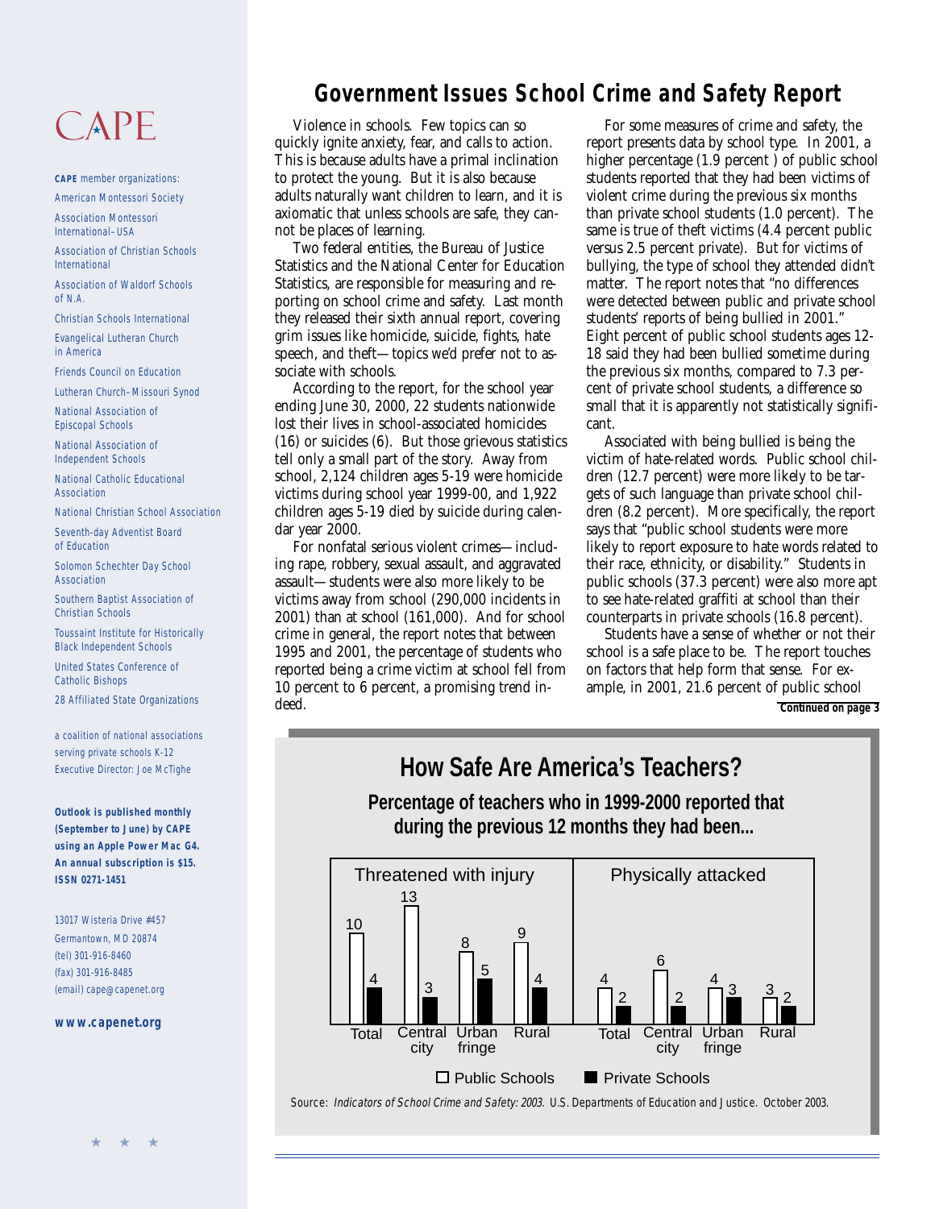# CAPE

**CAPE** member organizations:

American Montessori Society

Association Montessori International–USA

Association of Christian Schools International

Association of Waldorf Schools of N.A.

Christian Schools International

Evangelical Lutheran Church in America

Friends Council on Education

Lutheran Church–Missouri Synod

National Association of Episcopal Schools

National Association of Independent Schools

National Catholic Educational Association

National Christian School Association

Seventh-day Adventist Board of Education

Solomon Schechter Day School Association

Southern Baptist Association of Christian Schools

Toussaint Institute for Historically Black Independent Schools

United States Conference of Catholic Bishops

28 Affiliated State Organizations

a coalition of national associations serving private schools K-12

Executive Director: Joe McTighe

**Outlook is published monthly (September to June) by CAPE using an Apple Power Mac G4. An annual subscription is $15. ISSN 0271-1451**

13017 Wisteria Drive #457
Germantown, MD 20874
(tel) 301-916-8460
(fax) 301-916-8485
(email) cape@capenet.org

**www.capenet.org**

## Government Issues School Crime and Safety Report

Violence in schools. Few topics can so quickly ignite anxiety, fear, and calls to action. This is because adults have a primal inclination to protect the young. But it is also because adults naturally want children to learn, and it is axiomatic that unless schools are safe, they cannot be places of learning.

Two federal entities, the Bureau of Justice Statistics and the National Center for Education Statistics, are responsible for measuring and reporting on school crime and safety. Last month they released their sixth annual report, covering grim issues like homicide, suicide, fights, hate speech, and theft—topics we'd prefer not to associate with schools.

According to the report, for the school year ending June 30, 2000, 22 students nationwide lost their lives in school-associated homicides (16) or suicides (6). But those grievous statistics tell only a small part of the story. Away from school, 2,124 children ages 5-19 were homicide victims during school year 1999-00, and 1,922 children ages 5-19 died by suicide during calendar year 2000.

For nonfatal serious violent crimes—including rape, robbery, sexual assault, and aggravated assault—students were also more likely to be victims away from school (290,000 incidents in 2001) than at school (161,000). And for school crime in general, the report notes that between 1995 and 2001, the percentage of students who reported being a crime victim at school fell from 10 percent to 6 percent, a promising trend indeed.

For some measures of crime and safety, the report presents data by school type. In 2001, a higher percentage (1.9 percent ) of public school students reported that they had been victims of violent crime during the previous six months than private school students (1.0 percent). The same is true of theft victims (4.4 percent public versus 2.5 percent private). But for victims of bullying, the type of school they attended didn't matter. The report notes that "no differences were detected between public and private school students' reports of being bullied in 2001." Eight percent of public school students ages 12-18 said they had been bullied sometime during the previous six months, compared to 7.3 percent of private school students, a difference so small that it is apparently not statistically significant.

Associated with being bullied is being the victim of hate-related words. Public school children (12.7 percent) were more likely to be targets of such language than private school children (8.2 percent). More specifically, the report says that "public school students were more likely to report exposure to hate words related to their race, ethnicity, or disability." Students in public schools (37.3 percent) were also more apt to see hate-related graffiti at school than their counterparts in private schools (16.8 percent).

Students have a sense of whether or not their school is a safe place to be. The report touches on factors that help form that sense. For example, in 2001, 21.6 percent of public school

**Continued on page 3**

## How Safe Are America's Teachers?

**Percentage of teachers who in 1999-2000 reported that during the previous 12 months they had been...**

| | Threatened with injury: Public Schools | Threatened with injury: Private Schools | Physically attacked: Public Schools | Physically attacked: Private Schools |
|---|---|---|---|---|
| Total | 10 | 4 | 4 | 2 |
| Central city | 13 | 3 | 6 | 2 |
| Urban fringe | 8 | 5 | 4 | 3 |
| Rural | 9 | 4 | 3 | 2 |

Source: *Indicators of School Crime and Safety: 2003.* U.S. Departments of Education and Justice. October 2003.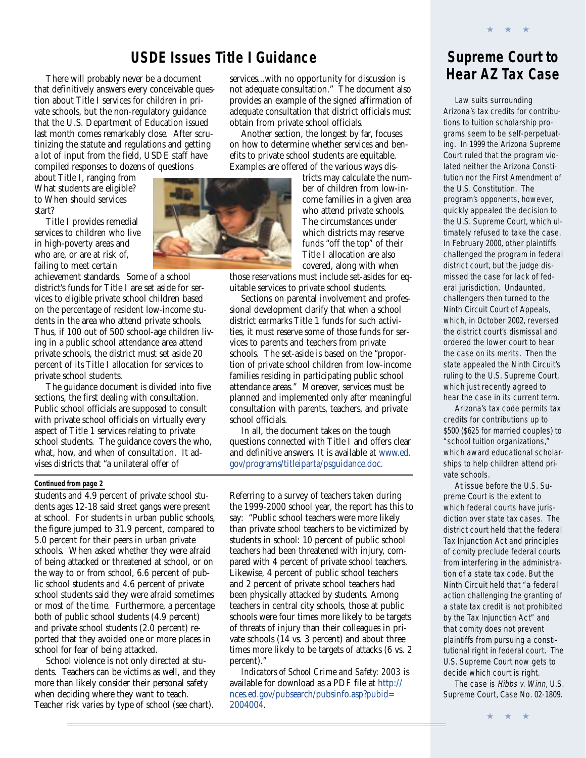## USDE Issues Title I Guidance

There will probably never be a document that definitively answers every conceivable question about Title I services for children in private schools, but the non-regulatory guidance that the U.S. Department of Education issued last month comes remarkably close. After scrutinizing the statute and regulations and getting a lot of input from the field, USDE staff have compiled responses to dozens of questions about Title I, ranging from What students are eligible? to When should services start?

Title I provides remedial services to children who live in high-poverty areas and who are, or are at risk of, failing to meet certain achievement standards. Some of a school district's funds for Title I are set aside for services to eligible private school children based on the percentage of resident low-income students in the area who attend private schools. Thus, if 100 out of 500 school-age children living in a public school attendance area attend private schools, the district must set aside 20 percent of its Title I allocation for services to private school students.

The guidance document is divided into five sections, the first dealing with consultation. Public school officials are supposed to consult with private school officials on virtually every aspect of Title 1 services relating to private school students. The guidance covers the who, what, how, and when of consultation. It advises districts that "a unilateral offer of services...with no opportunity for discussion is not adequate consultation." The document also provides an example of the signed affirmation of adequate consultation that district officials must obtain from private school officials.

Another section, the longest by far, focuses on how to determine whether services and benefits to private school students are equitable. Examples are offered of the various ways districts may calculate the number of children from low-income families in a given area who attend private schools. The circumstances under which districts may reserve funds "off the top" of their Title I allocation are also covered, along with when those reservations must include set-asides for equitable services to private school students.

Sections on parental involvement and professional development clarify that when a school district earmarks Title 1 funds for such activities, it must reserve some of those funds for services to parents and teachers from private schools. The set-aside is based on the "proportion of private school children from low-income families residing in participating public school attendance areas." Moreover, services must be planned and implemented only after meaningful consultation with parents, teachers, and private school officials.

In all, the document takes on the tough questions connected with Title I and offers clear and definitive answers. It is available at www.ed.gov/programs/titleiparta/psguidance.doc.

**Continued from page 2**

students and 4.9 percent of private school students ages 12-18 said street gangs were present at school. For students in urban public schools, the figure jumped to 31.9 percent, compared to 5.0 percent for their peers in urban private schools. When asked whether they were afraid of being attacked or threatened at school, or on the way to or from school, 6.6 percent of public school students and 4.6 percent of private school students said they were afraid sometimes or most of the time. Furthermore, a percentage both of public school students (4.9 percent) and private school students (2.0 percent) reported that they avoided one or more places in school for fear of being attacked.

School violence is not only directed at students. Teachers can be victims as well, and they more than likely consider their personal safety when deciding where they want to teach. Teacher risk varies by type of school (see chart). Referring to a survey of teachers taken during the 1999-2000 school year, the report has this to say: "Public school teachers were more likely than private school teachers to be victimized by students in school: 10 percent of public school teachers had been threatened with injury, compared with 4 percent of private school teachers. Likewise, 4 percent of public school teachers and 2 percent of private school teachers had been physically attacked by students. Among teachers in central city schools, those at public schools were four times more likely to be targets of threats of injury than their colleagues in private schools (14 vs. 3 percent) and about three times more likely to be targets of attacks (6 vs. 2 percent)."

*Indicators of School Crime and Safety: 2003* is available for download as a PDF file at http://nces.ed.gov/pubsearch/pubsinfo.asp?pubid=2004004.

## Supreme Court to Hear AZ Tax Case

Law suits surrounding Arizona's tax credits for contributions to tuition scholarship programs seem to be self-perpetuating. In 1999 the Arizona Supreme Court ruled that the program violated neither the Arizona Constitution nor the First Amendment of the U.S. Constitution. The program's opponents, however, quickly appealed the decision to the U.S. Supreme Court, which ultimately refused to take the case. In February 2000, other plaintiffs challenged the program in federal district court, but the judge dismissed the case for lack of federal jurisdiction. Undaunted, challengers then turned to the Ninth Circuit Court of Appeals, which, in October 2002, reversed the district court's dismissal and ordered the lower court to hear the case on its merits. Then the state appealed the Ninth Circuit's ruling to the U.S. Supreme Court, which just recently agreed to hear the case in its current term.

Arizona's tax code permits tax credits for contributions up to $500 ($625 for married couples) to "school tuition organizations," which award educational scholarships to help children attend private schools.

At issue before the U.S. Supreme Court is the extent to which federal courts have jurisdiction over state tax cases. The district court held that the federal Tax Injunction Act and principles of comity preclude federal courts from interfering in the administration of a state tax code. But the Ninth Circuit held that "a federal action challenging the granting of a state tax credit is not prohibited by the Tax Injunction Act" and that comity does not prevent plaintiffs from pursuing a constitutional right in federal court. The U.S. Supreme Court now gets to decide which court is right.

The case is *Hibbs v. Winn*, U.S. Supreme Court, Case No. 02-1809.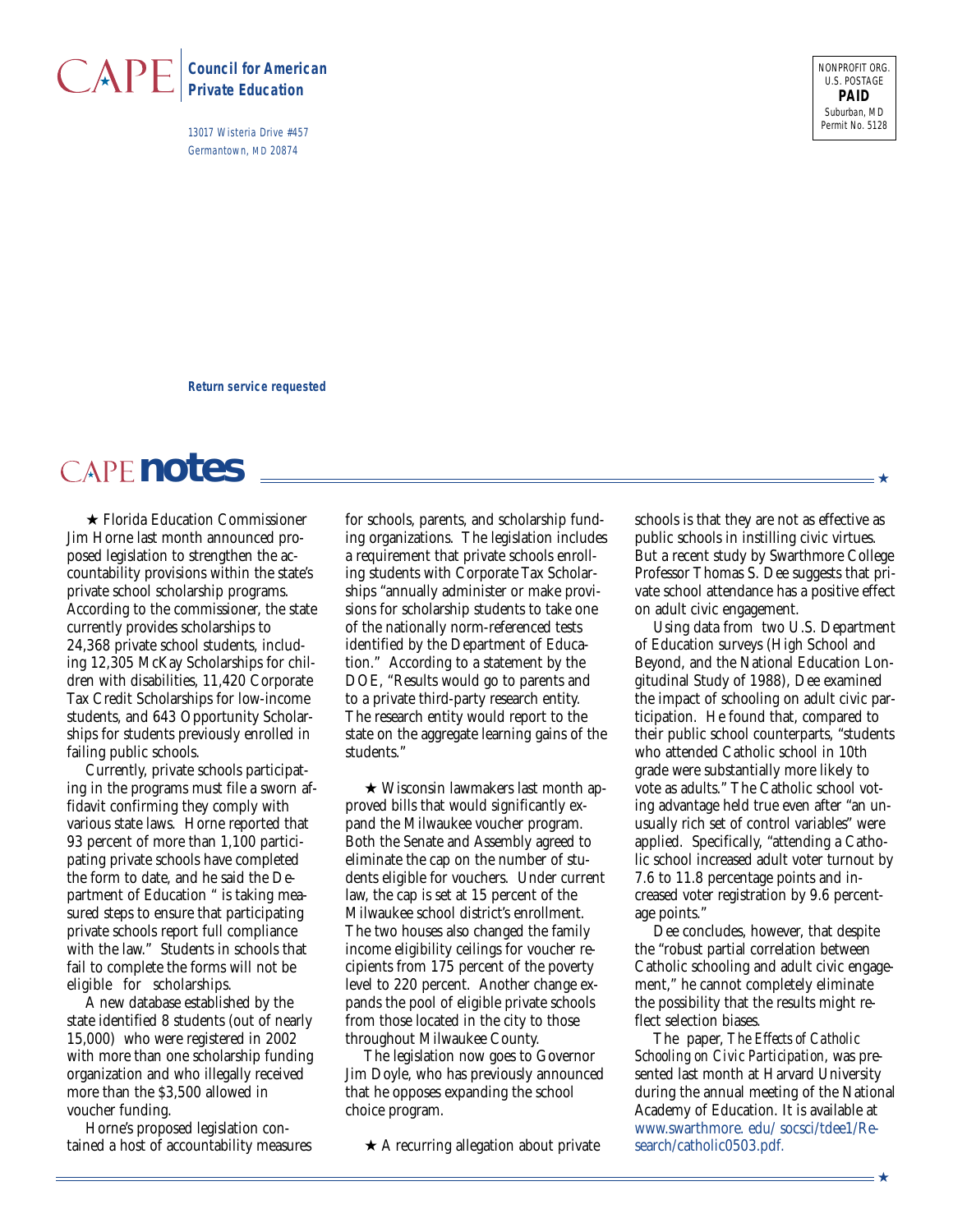CAPE | Council for American Private Education

13017 Wisteria Drive #457
Germantown, MD 20874

NONPROFIT ORG.
U.S. POSTAGE
**PAID**
Suburban, MD
Permit No. 5128

**Return service requested**

# CAPE notes

★ Florida Education Commissioner Jim Horne last month announced proposed legislation to strengthen the accountability provisions within the state's private school scholarship programs. According to the commissioner, the state currently provides scholarships to 24,368 private school students, including 12,305 McKay Scholarships for children with disabilities, 11,420 Corporate Tax Credit Scholarships for low-income students, and 643 Opportunity Scholarships for students previously enrolled in failing public schools.

Currently, private schools participating in the programs must file a sworn affidavit confirming they comply with various state laws. Horne reported that 93 percent of more than 1,100 participating private schools have completed the form to date, and he said the Department of Education " is taking measured steps to ensure that participating private schools report full compliance with the law." Students in schools that fail to complete the forms will not be eligible for scholarships.

A new database established by the state identified 8 students (out of nearly 15,000) who were registered in 2002 with more than one scholarship funding organization and who illegally received more than the $3,500 allowed in voucher funding.

Horne's proposed legislation contained a host of accountability measures for schools, parents, and scholarship funding organizations. The legislation includes a requirement that private schools enrolling students with Corporate Tax Scholarships "annually administer or make provisions for scholarship students to take one of the nationally norm-referenced tests identified by the Department of Education." According to a statement by the DOE, "Results would go to parents and to a private third-party research entity. The research entity would report to the state on the aggregate learning gains of the students."

★ Wisconsin lawmakers last month approved bills that would significantly expand the Milwaukee voucher program. Both the Senate and Assembly agreed to eliminate the cap on the number of students eligible for vouchers. Under current law, the cap is set at 15 percent of the Milwaukee school district's enrollment. The two houses also changed the family income eligibility ceilings for voucher recipients from 175 percent of the poverty level to 220 percent. Another change expands the pool of eligible private schools from those located in the city to those throughout Milwaukee County.

The legislation now goes to Governor Jim Doyle, who has previously announced that he opposes expanding the school choice program.

★ A recurring allegation about private schools is that they are not as effective as public schools in instilling civic virtues. But a recent study by Swarthmore College Professor Thomas S. Dee suggests that private school attendance has a positive effect on adult civic engagement.

Using data from two U.S. Department of Education surveys (High School and Beyond, and the National Education Longitudinal Study of 1988), Dee examined the impact of schooling on adult civic participation. He found that, compared to their public school counterparts, "students who attended Catholic school in 10th grade were substantially more likely to vote as adults." The Catholic school voting advantage held true even after "an unusually rich set of control variables" were applied. Specifically, "attending a Catholic school increased adult voter turnout by 7.6 to 11.8 percentage points and increased voter registration by 9.6 percentage points."

Dee concludes, however, that despite the "robust partial correlation between Catholic schooling and adult civic engagement," he cannot completely eliminate the possibility that the results might reflect selection biases.

The paper, *The Effects of Catholic Schooling on Civic Participation*, was presented last month at Harvard University during the annual meeting of the National Academy of Education. It is available at www.swarthmore. edu/ socsci/tdee1/Research/catholic0503.pdf.